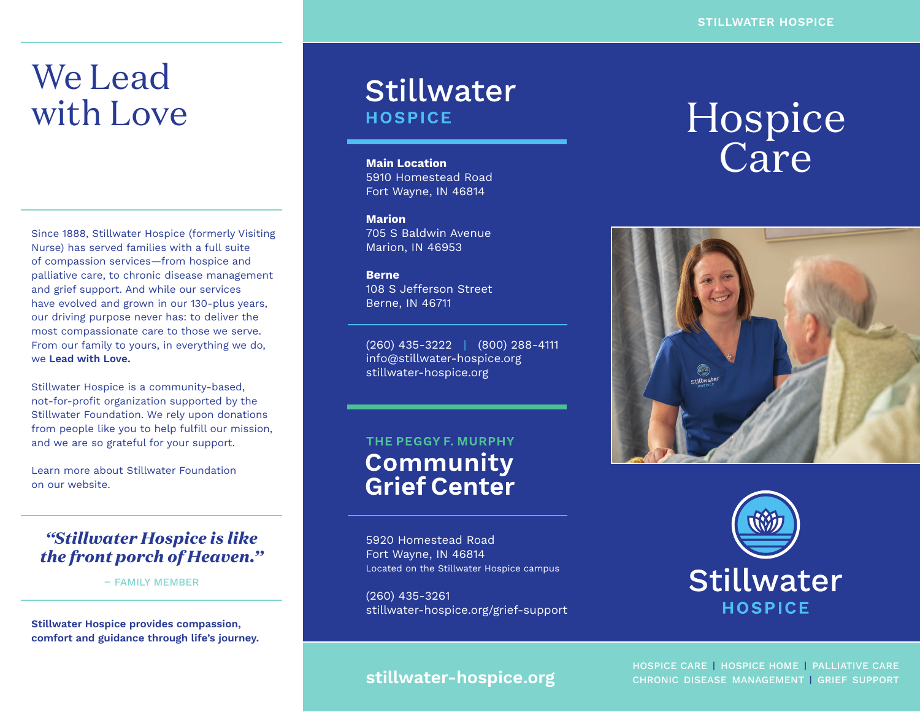# We Lead with Love

Since 1888, Stillwater Hospice (formerly Visiting Nurse) has served families with a full suite of compassion services—from hospice and palliative care, to chronic disease management and grief support. And while our services have evolved and grown in our 130-plus years, our driving purpose never has: to deliver the most compassionate care to those we serve. From our family to yours, in everything we do, we **Lead with Love.**

Stillwater Hospice is a community-based, not-for-profit organization supported by the Stillwater Foundation. We rely upon donations from people like you to help fulfill our mission, and we are so grateful for your support.

Learn more about Stillwater Foundation on our website.

> ***"Stillwater Hospice is like the front porch of Heaven."***
>
> – FAMILY MEMBER

**Stillwater Hospice provides compassion, comfort and guidance through life's journey.**

## Stillwater HOSPICE

**Main Location**
5910 Homestead Road
Fort Wayne, IN 46814

**Marion**
705 S Baldwin Avenue
Marion, IN 46953

**Berne**
108 S Jefferson Street
Berne, IN 46711

(260) 435-3222 | (800) 288-4111
info@stillwater-hospice.org
stillwater-hospice.org

THE PEGGY F. MURPHY

## Community Grief Center

5920 Homestead Road
Fort Wayne, IN 46814
Located on the Stillwater Hospice campus

(260) 435-3261
stillwater-hospice.org/grief-support

**stillwater-hospice.org**

STILLWATER HOSPICE

# Hospice Care

Stillwater HOSPICE

HOSPICE CARE | HOSPICE HOME | PALLIATIVE CARE
CHRONIC DISEASE MANAGEMENT | GRIEF SUPPORT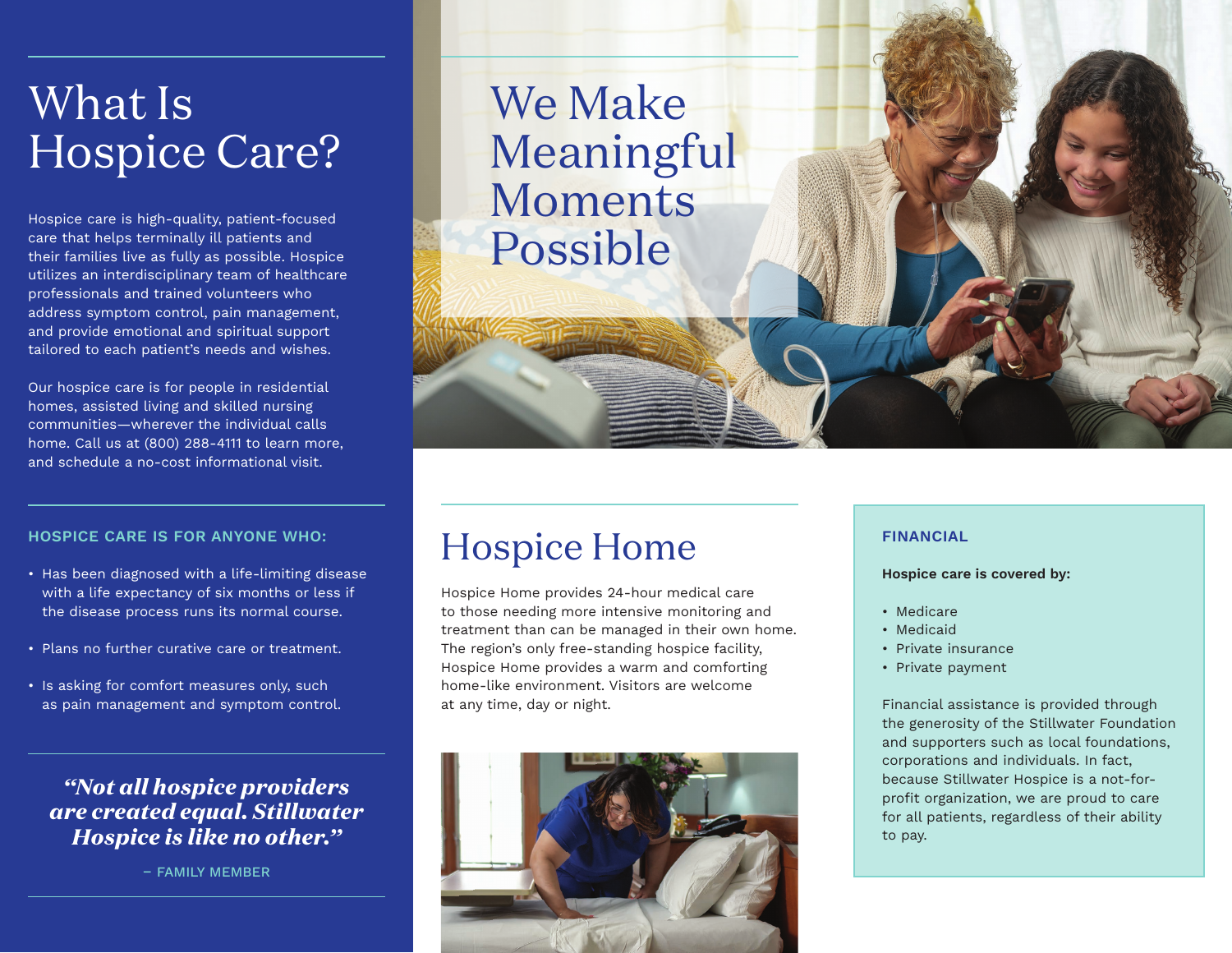# What Is Hospice Care?

Hospice care is high-quality, patient-focused care that helps terminally ill patients and their families live as fully as possible. Hospice utilizes an interdisciplinary team of healthcare professionals and trained volunteers who address symptom control, pain management, and provide emotional and spiritual support tailored to each patient's needs and wishes.

Our hospice care is for people in residential homes, assisted living and skilled nursing communities—wherever the individual calls home. Call us at (800) 288-4111 to learn more, and schedule a no-cost informational visit.

### HOSPICE CARE IS FOR ANYONE WHO:

- Has been diagnosed with a life-limiting disease with a life expectancy of six months or less if the disease process runs its normal course.
- Plans no further curative care or treatment.
- Is asking for comfort measures only, such as pain management and symptom control.

> ***"Not all hospice providers are created equal. Stillwater Hospice is like no other."***
>
> – FAMILY MEMBER

# We Make Meaningful Moments Possible

## Hospice Home

Hospice Home provides 24-hour medical care to those needing more intensive monitoring and treatment than can be managed in their own home. The region's only free-standing hospice facility, Hospice Home provides a warm and comforting home-like environment. Visitors are welcome at any time, day or night.

### FINANCIAL

**Hospice care is covered by:**

- Medicare
- Medicaid
- Private insurance
- Private payment

Financial assistance is provided through the generosity of the Stillwater Foundation and supporters such as local foundations, corporations and individuals. In fact, because Stillwater Hospice is a not-for-profit organization, we are proud to care for all patients, regardless of their ability to pay.